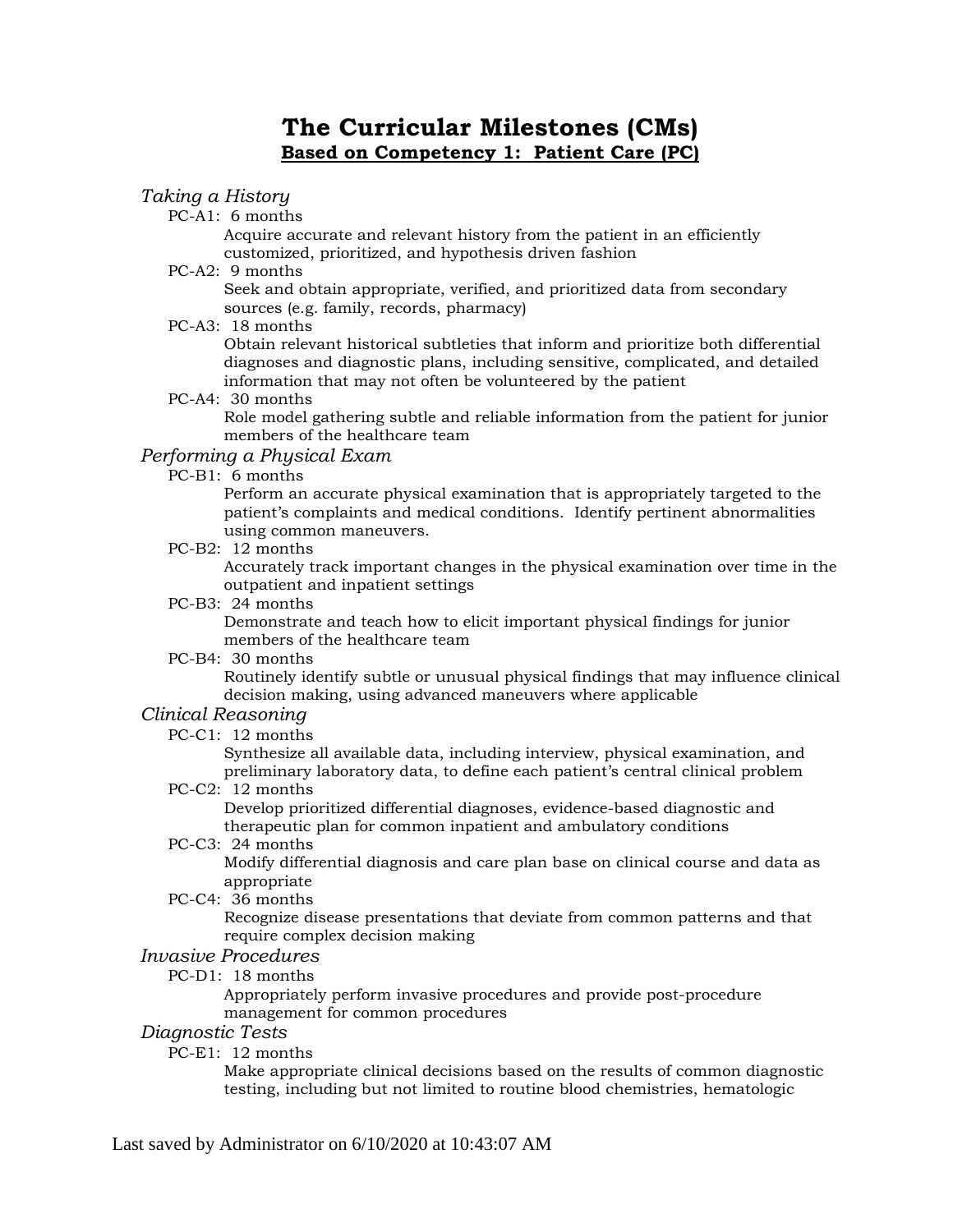# The Curricular Milestones (CMs)

## Based on Competency 1: Patient Care (PC)

*Taking a History*

- PC-A1: 6 months
  - Acquire accurate and relevant history from the patient in an efficiently customized, prioritized, and hypothesis driven fashion
- PC-A2: 9 months
  - Seek and obtain appropriate, verified, and prioritized data from secondary sources (e.g. family, records, pharmacy)
- PC-A3: 18 months
  - Obtain relevant historical subtleties that inform and prioritize both differential diagnoses and diagnostic plans, including sensitive, complicated, and detailed information that may not often be volunteered by the patient
- PC-A4: 30 months
  - Role model gathering subtle and reliable information from the patient for junior members of the healthcare team

*Performing a Physical Exam*

- PC-B1: 6 months
  - Perform an accurate physical examination that is appropriately targeted to the patient's complaints and medical conditions. Identify pertinent abnormalities using common maneuvers.
- PC-B2: 12 months
  - Accurately track important changes in the physical examination over time in the outpatient and inpatient settings
- PC-B3: 24 months
  - Demonstrate and teach how to elicit important physical findings for junior members of the healthcare team
- PC-B4: 30 months
  - Routinely identify subtle or unusual physical findings that may influence clinical decision making, using advanced maneuvers where applicable

*Clinical Reasoning*

- PC-C1: 12 months
  - Synthesize all available data, including interview, physical examination, and preliminary laboratory data, to define each patient's central clinical problem
- PC-C2: 12 months
  - Develop prioritized differential diagnoses, evidence-based diagnostic and therapeutic plan for common inpatient and ambulatory conditions
- PC-C3: 24 months
  - Modify differential diagnosis and care plan base on clinical course and data as appropriate
- PC-C4: 36 months
  - Recognize disease presentations that deviate from common patterns and that require complex decision making

*Invasive Procedures*

- PC-D1: 18 months
  - Appropriately perform invasive procedures and provide post-procedure management for common procedures

*Diagnostic Tests*

- PC-E1: 12 months
  - Make appropriate clinical decisions based on the results of common diagnostic testing, including but not limited to routine blood chemistries, hematologic

Last saved by Administrator on 6/10/2020 at 10:43:07 AM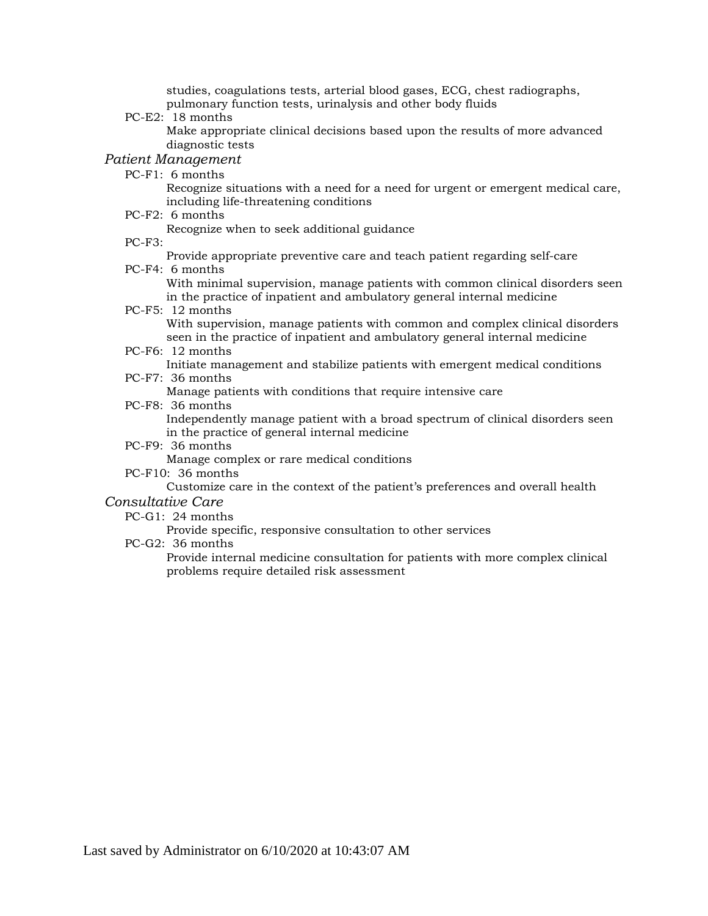studies, coagulations tests, arterial blood gases, ECG, chest radiographs, pulmonary function tests, urinalysis and other body fluids

PC-E2: 18 months

Make appropriate clinical decisions based upon the results of more advanced diagnostic tests

*Patient Management*

PC-F1: 6 months

Recognize situations with a need for a need for urgent or emergent medical care, including life-threatening conditions

PC-F2: 6 months

Recognize when to seek additional guidance

PC-F3:

Provide appropriate preventive care and teach patient regarding self-care

PC-F4: 6 months

With minimal supervision, manage patients with common clinical disorders seen in the practice of inpatient and ambulatory general internal medicine

PC-F5: 12 months

With supervision, manage patients with common and complex clinical disorders seen in the practice of inpatient and ambulatory general internal medicine

PC-F6: 12 months

Initiate management and stabilize patients with emergent medical conditions

PC-F7: 36 months

Manage patients with conditions that require intensive care

PC-F8: 36 months

Independently manage patient with a broad spectrum of clinical disorders seen in the practice of general internal medicine

PC-F9: 36 months

Manage complex or rare medical conditions

PC-F10: 36 months

Customize care in the context of the patient's preferences and overall health

*Consultative Care*

PC-G1: 24 months

Provide specific, responsive consultation to other services

PC-G2: 36 months

Provide internal medicine consultation for patients with more complex clinical problems require detailed risk assessment

Last saved by Administrator on 6/10/2020 at 10:43:07 AM